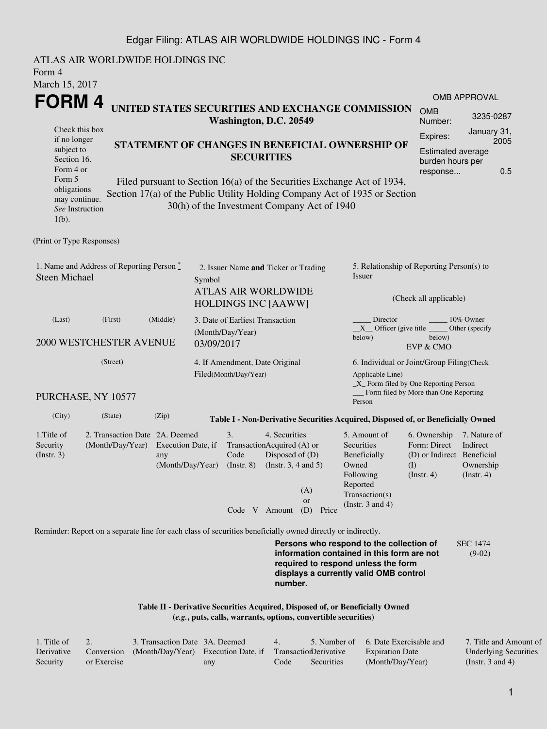ATLAS AIR WORLDWIDE HOLDINGS INC
Form 4
March 15, 2017

# FORM 4

**UNITED STATES SECURITIES AND EXCHANGE COMMISSION**
**Washington, D.C. 20549**

**STATEMENT OF CHANGES IN BENEFICIAL OWNERSHIP OF SECURITIES**

Filed pursuant to Section 16(a) of the Securities Exchange Act of 1934, Section 17(a) of the Public Utility Holding Company Act of 1935 or Section 30(h) of the Investment Company Act of 1940

Check this box if no longer subject to Section 16. Form 4 or Form 5 obligations may continue. *See* Instruction 1(b).

| OMB APPROVAL | |
|---|---|
| OMB Number: | 3235-0287 |
| Expires: | January 31, 2005 |
| Estimated average burden hours per response... | 0.5 |

(Print or Type Responses)

1. Name and Address of Reporting Person *
Steen Michael

(Last) (First) (Middle)

2000 WESTCHESTER AVENUE

(Street)

PURCHASE, NY 10577

(City) (State) (Zip)

2. Issuer Name **and** Ticker or Trading Symbol
ATLAS AIR WORLDWIDE HOLDINGS INC [AAWW]

3. Date of Earliest Transaction (Month/Day/Year)
03/09/2017

4. If Amendment, Date Original Filed(Month/Day/Year)

5. Relationship of Reporting Person(s) to Issuer

(Check all applicable)

_____ Director _____ 10% Owner
__X__ Officer (give title below) _____ Other (specify below)
EVP & CMO

6. Individual or Joint/Group Filing(Check Applicable Line)
_X_ Form filed by One Reporting Person
___ Form filed by More than One Reporting Person

**Table I - Non-Derivative Securities Acquired, Disposed of, or Beneficially Owned**

| 1.Title of Security (Instr. 3) | 2. Transaction Date (Month/Day/Year) | 2A. Deemed Execution Date, if any (Month/Day/Year) | 3. Transaction Code (Instr. 8) | | 4. Securities Acquired (A) or Disposed of (D) (Instr. 3, 4 and 5) | | | 5. Amount of Securities Beneficially Owned Following Reported Transaction(s) (Instr. 3 and 4) | 6. Ownership Form: Direct (D) or Indirect (I) (Instr. 4) | 7. Nature of Indirect Beneficial Ownership (Instr. 4) |
|---|---|---|---|---|---|---|---|---|---|---|
| | | | Code | V | Amount | (A) or (D) | Price | | | |

Reminder: Report on a separate line for each class of securities beneficially owned directly or indirectly.

**Persons who respond to the collection of information contained in this form are not required to respond unless the form displays a currently valid OMB control number.**

SEC 1474 (9-02)

**Table II - Derivative Securities Acquired, Disposed of, or Beneficially Owned**
**(*e.g.*, puts, calls, warrants, options, convertible securities)**

| 1. Title of Derivative Security | 2. Conversion or Exercise | 3. Transaction Date (Month/Day/Year) | 3A. Deemed Execution Date, if any | 4. Transaction Code | 5. Number of Derivative Securities | 6. Date Exercisable and Expiration Date (Month/Day/Year) | 7. Title and Amount of Underlying Securities (Instr. 3 and 4) |
|---|---|---|---|---|---|---|---|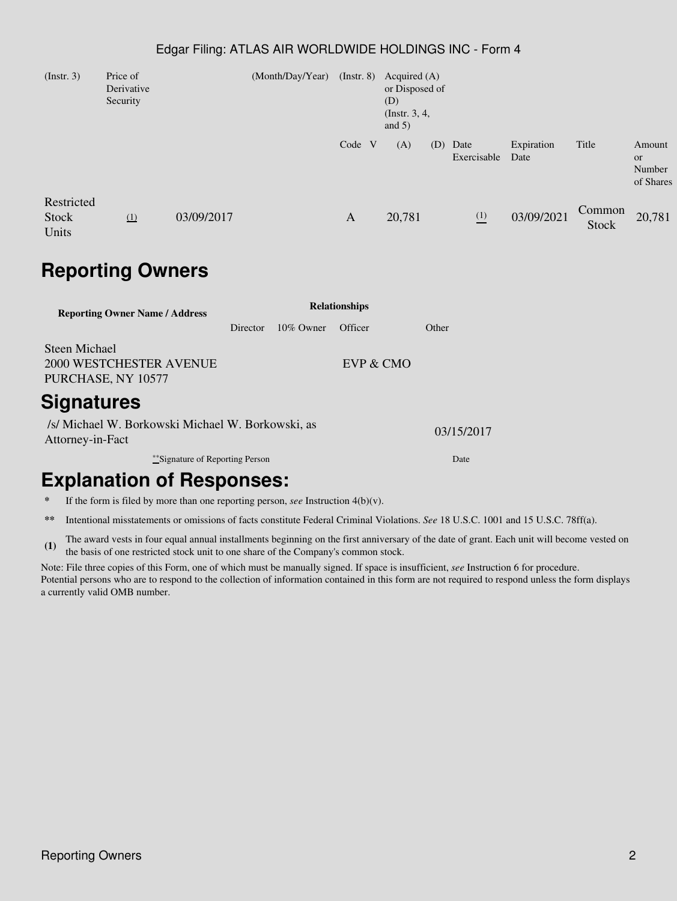| (Instr. 3) | Price of Derivative Security | | (Month/Day/Year) | (Instr. 8) | | Acquired (A) or Disposed of (D) (Instr. 3, 4, and 5) | | | | | |
|---|---|---|---|---|---|---|---|---|---|---|---|
| | | | | Code | V | (A) | (D) | Date Exercisable | Expiration Date | Title | Amount or Number of Shares |
| Restricted Stock Units | (1) | 03/09/2017 | | A | | 20,781 | | (1) | 03/09/2021 | Common Stock | 20,781 |

## Reporting Owners

| Reporting Owner Name / Address | Relationships | | | |
|---|---|---|---|---|
| | Director | 10% Owner | Officer | Other |
| Steen Michael<br>2000 WESTCHESTER AVENUE<br>PURCHASE, NY 10577 | | | EVP & CMO | |

## Signatures

| | |
|---|---|
| /s/ Michael W. Borkowski Michael W. Borkowski, as Attorney-in-Fact | 03/15/2017 |
| **Signature of Reporting Person | Date |

## Explanation of Responses:

\* If the form is filed by more than one reporting person, *see* Instruction 4(b)(v).

** Intentional misstatements or omissions of facts constitute Federal Criminal Violations. *See* 18 U.S.C. 1001 and 15 U.S.C. 78ff(a).

**(1)** The award vests in four equal annual installments beginning on the first anniversary of the date of grant. Each unit will become vested on the basis of one restricted stock unit to one share of the Company's common stock.

Note: File three copies of this Form, one of which must be manually signed. If space is insufficient, *see* Instruction 6 for procedure.
Potential persons who are to respond to the collection of information contained in this form are not required to respond unless the form displays a currently valid OMB number.